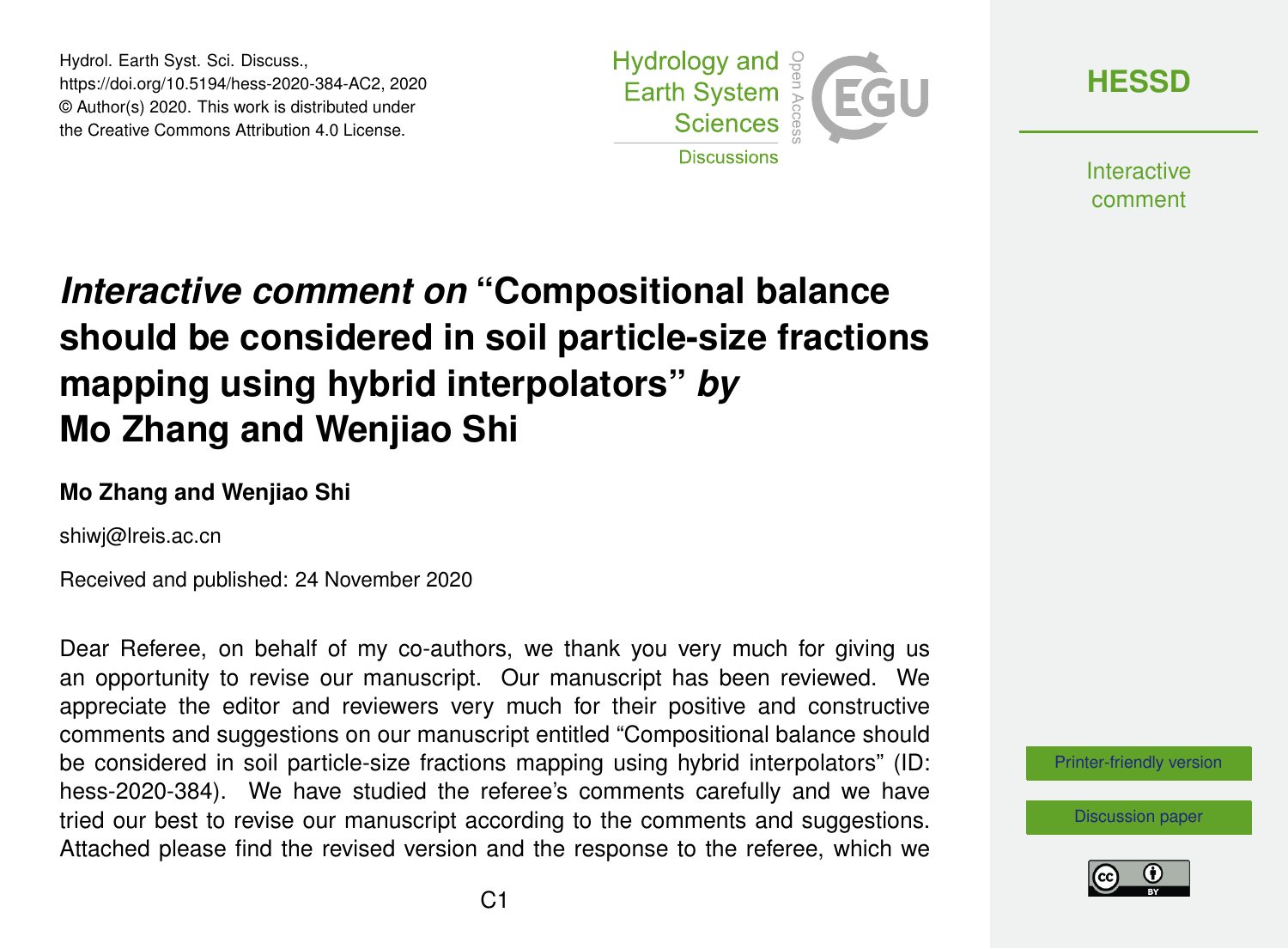Hydrol. Earth Syst. Sci. Discuss.,
https://doi.org/10.5194/hess-2020-384-AC2, 2020
© Author(s) 2020. This work is distributed under
the Creative Commons Attribution 4.0 License.

# *Interactive comment on* "Compositional balance should be considered in soil particle-size fractions mapping using hybrid interpolators" *by* Mo Zhang and Wenjiao Shi

**Mo Zhang and Wenjiao Shi**

shiwj@lreis.ac.cn

Received and published: 24 November 2020

Dear Referee, on behalf of my co-authors, we thank you very much for giving us an opportunity to revise our manuscript. Our manuscript has been reviewed. We appreciate the editor and reviewers very much for their positive and constructive comments and suggestions on our manuscript entitled "Compositional balance should be considered in soil particle-size fractions mapping using hybrid interpolators" (ID: hess-2020-384). We have studied the referee's comments carefully and we have tried our best to revise our manuscript according to the comments and suggestions. Attached please find the revised version and the response to the referee, which we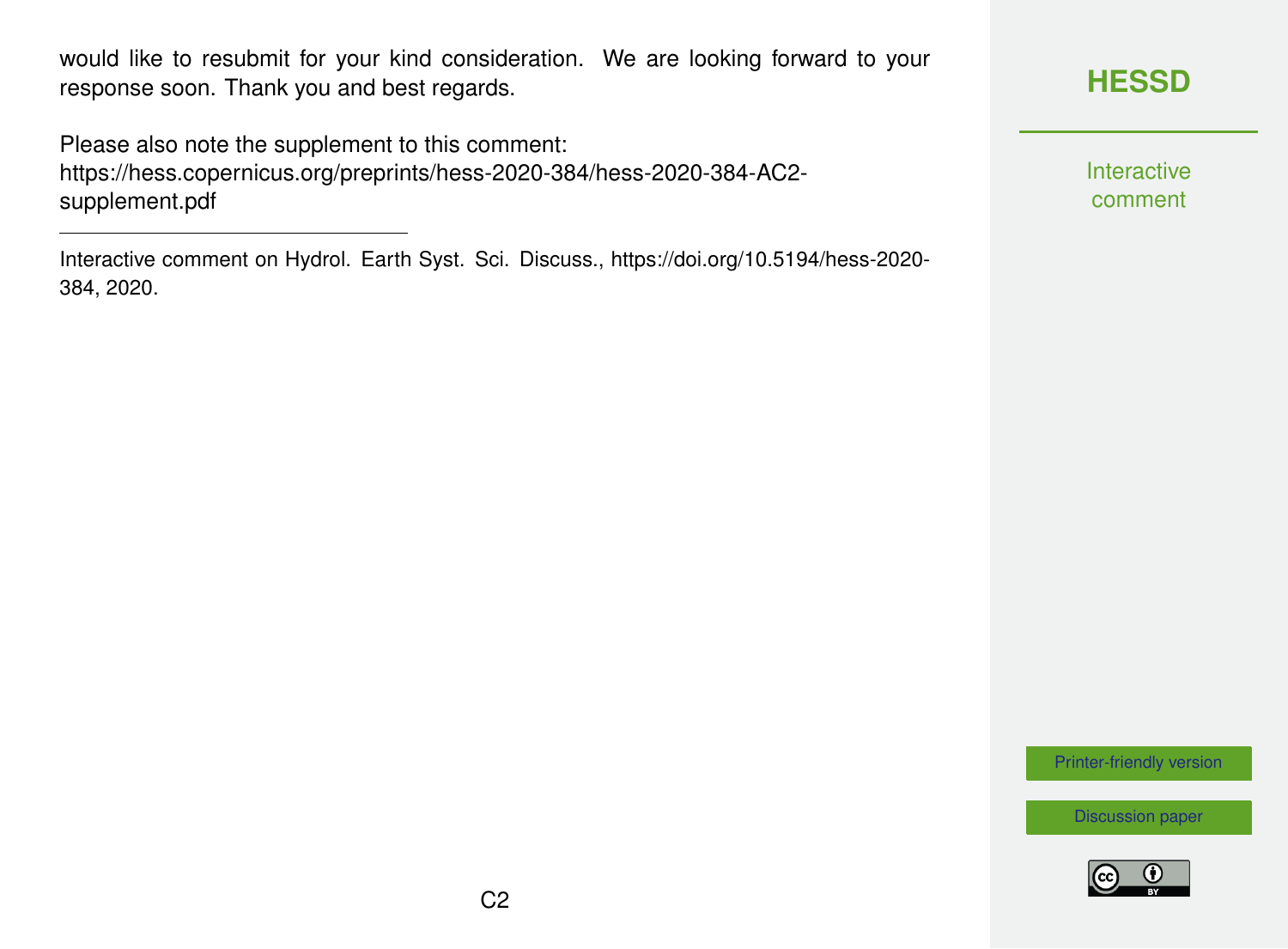would like to resubmit for your kind consideration. We are looking forward to your response soon. Thank you and best regards.

Please also note the supplement to this comment:
https://hess.copernicus.org/preprints/hess-2020-384/hess-2020-384-AC2-supplement.pdf

---

Interactive comment on Hydrol. Earth Syst. Sci. Discuss., https://doi.org/10.5194/hess-2020-384, 2020.